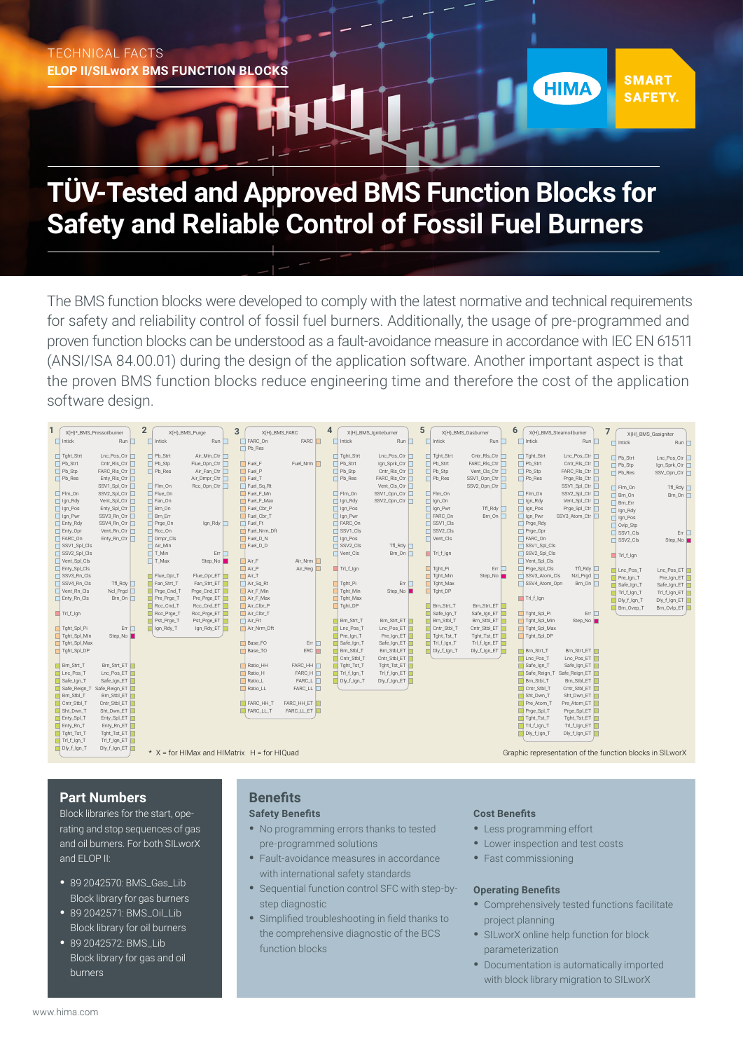TECHNICAL FACTS

**ELOP II/SILworX BMS FUNCTION BLOCKS**

HIMA SMART SAFETY.

# TÜV-Tested and Approved BMS Function Blocks for Safety and Reliable Control of Fossil Fuel Burners

The BMS function blocks were developed to comply with the latest normative and technical requirements for safety and reliability control of fossil fuel burners. Additionally, the usage of pre-programmed and proven function blocks can be understood as a fault-avoidance measure in accordance with IEC EN 61511 (ANSI/ISA 84.00.01) during the design of the application software. Another important aspect is that the proven BMS function blocks reduce engineering time and therefore the cost of the application software design.

1 X(H)*_BMS_Pressoilburner · 2 X(H)_BMS_Purge · 3 X(H)_BMS_FARC · 4 X(H)_BMS_Igniteburner · 5 X(H)_BMS_Gasburner · 6 X(H)_BMS_Steamoilburner · 7 X(H)_BMS_Gasigniter

\* X = for HIMax and HIMatrix H = for HIQuad

Graphic representation of the function blocks in SILworX

## Part Numbers

Block libraries for the start, operating and stop sequences of gas and oil burners. For both SILworX and ELOP II:

- 89 2042570: BMS_Gas_Lib
  Block library for gas burners
- 89 2042571: BMS_Oil_Lib
  Block library for oil burners
- 89 2042572: BMS_Lib
  Block library for gas and oil burners

## Benefits

### Safety Benefits

- No programming errors thanks to tested pre-programmed solutions
- Fault-avoidance measures in accordance with international safety standards
- Sequential function control SFC with step-by-step diagnostic
- Simplified troubleshooting in field thanks to the comprehensive diagnostic of the BCS function blocks

### Cost Benefits

- Less programming effort
- Lower inspection and test costs
- Fast commissioning

### Operating Benefits

- Comprehensively tested functions facilitate project planning
- SILworX online help function for block parameterization
- Documentation is automatically imported with block library migration to SILworX

www.hima.com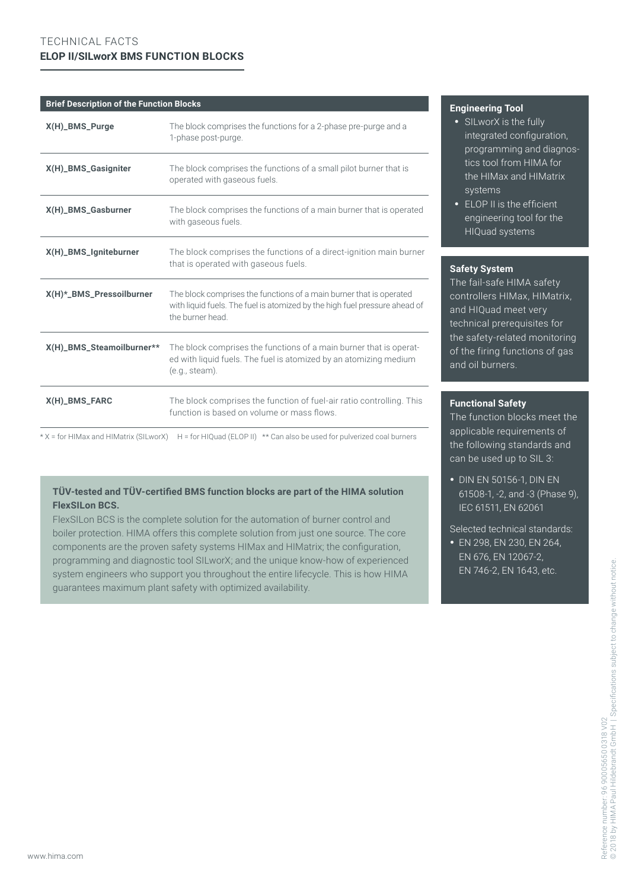TECHNICAL FACTS

## ELOP II/SILworX BMS FUNCTION BLOCKS

| Brief Description of the Function Blocks | |
|---|---|
| **X(H)_BMS_Purge** | The block comprises the functions for a 2-phase pre-purge and a 1-phase post-purge. |
| **X(H)_BMS_Gasigniter** | The block comprises the functions of a small pilot burner that is operated with gaseous fuels. |
| **X(H)_BMS_Gasburner** | The block comprises the functions of a main burner that is operated with gaseous fuels. |
| **X(H)_BMS_Igniteburner** | The block comprises the functions of a direct-ignition main burner that is operated with gaseous fuels. |
| **X(H)*_BMS_Pressoilburner** | The block comprises the functions of a main burner that is operated with liquid fuels. The fuel is atomized by the high fuel pressure ahead of the burner head. |
| **X(H)_BMS_Steamoilburner**** | The block comprises the functions of a main burner that is operated with liquid fuels. The fuel is atomized by an atomizing medium (e.g., steam). |
| **X(H)_BMS_FARC** | The block comprises the function of fuel-air ratio controlling. This function is based on volume or mass flows. |

* X = for HIMax and HIMatrix (SILworX)   H = for HIQuad (ELOP II)   ** Can also be used for pulverized coal burners

**TÜV-tested and TÜV-certified BMS function blocks are part of the HIMA solution FlexSILon BCS.**

FlexSILon BCS is the complete solution for the automation of burner control and boiler protection. HIMA offers this complete solution from just one source. The core components are the proven safety systems HIMax and HIMatrix; the configuration, programming and diagnostic tool SILworX; and the unique know-how of experienced system engineers who support you throughout the entire lifecycle. This is how HIMA guarantees maximum plant safety with optimized availability.

### Engineering Tool

- SILworX is the fully integrated configuration, programming and diagnostics tool from HIMA for the HIMax and HIMatrix systems
- ELOP II is the efficient engineering tool for the HIQuad systems

### Safety System

The fail-safe HIMA safety controllers HIMax, HIMatrix, and HIQuad meet very technical prerequisites for the safety-related monitoring of the firing functions of gas and oil burners.

### Functional Safety

The function blocks meet the applicable requirements of the following standards and can be used up to SIL 3:

- DIN EN 50156-1, DIN EN 61508-1, -2, and -3 (Phase 9), IEC 61511, EN 62061

Selected technical standards:

- EN 298, EN 230, EN 264, EN 676, EN 12067-2, EN 746-2, EN 1643, etc.

www.hima.com

Reference number: 96 9000565 0318 V02
© 2018 by HIMA Paul Hildebrandt GmbH | Specifications subject to change without notice.